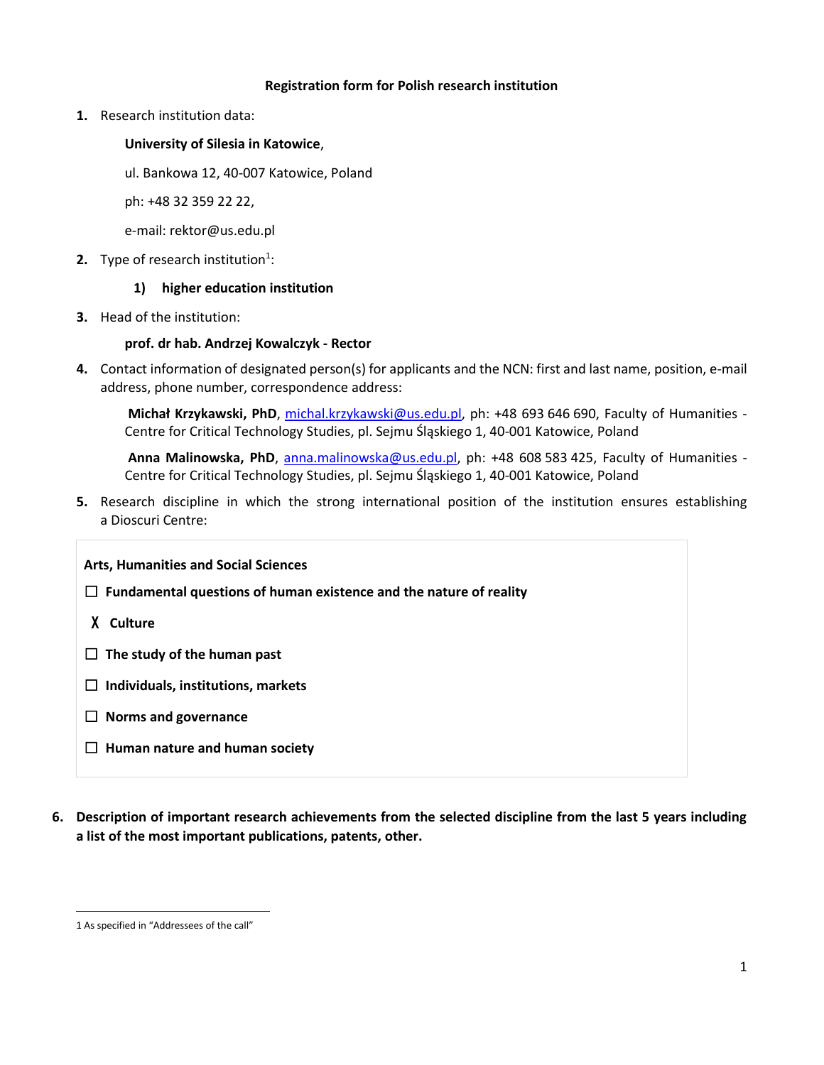**Registration form for Polish research institution**

1. Research institution data:

   **University of Silesia in Katowice**,

   ul. Bankowa 12, 40-007 Katowice, Poland

   ph: +48 32 359 22 22,

   e-mail: rektor@us.edu.pl

2. Type of research institution[1]:

   **1) higher education institution**

3. Head of the institution:

   **prof. dr hab. Andrzej Kowalczyk - Rector**

4. Contact information of designated person(s) for applicants and the NCN: first and last name, position, e-mail address, phone number, correspondence address:

   **Michał Krzykawski, PhD**, michal.krzykawski@us.edu.pl, ph: +48 693 646 690, Faculty of Humanities - Centre for Critical Technology Studies, pl. Sejmu Śląskiego 1, 40-001 Katowice, Poland

   **Anna Malinowska, PhD**, anna.malinowska@us.edu.pl, ph: +48 608 583 425, Faculty of Humanities - Centre for Critical Technology Studies, pl. Sejmu Śląskiego 1, 40-001 Katowice, Poland

5. Research discipline in which the strong international position of the institution ensures establishing a Dioscuri Centre:

**Arts, Humanities and Social Sciences**

☐ **Fundamental questions of human existence and the nature of reality**

X **Culture**

☐ **The study of the human past**

☐ **Individuals, institutions, markets**

☐ **Norms and governance**

☐ **Human nature and human society**

6. **Description of important research achievements from the selected discipline from the last 5 years including a list of the most important publications, patents, other.**

---

1 As specified in "Addressees of the call"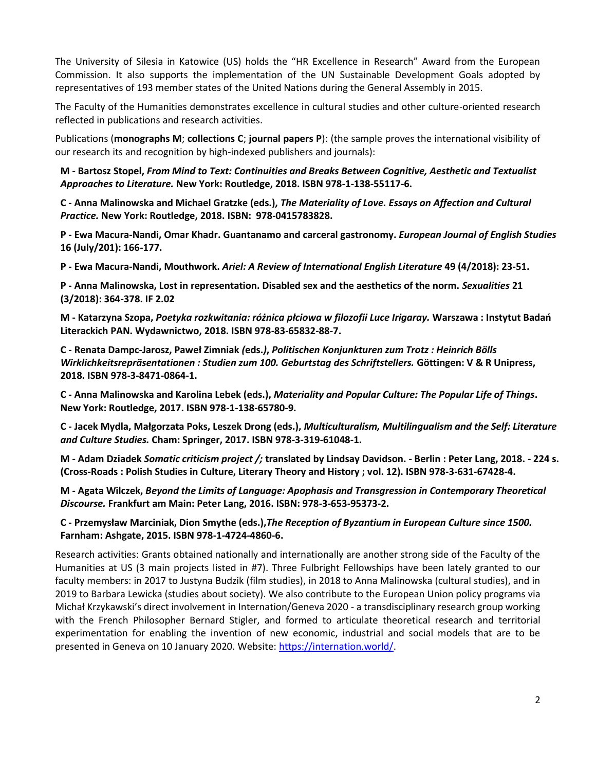The University of Silesia in Katowice (US) holds the "HR Excellence in Research" Award from the European Commission. It also supports the implementation of the UN Sustainable Development Goals adopted by representatives of 193 member states of the United Nations during the General Assembly in 2015.

The Faculty of the Humanities demonstrates excellence in cultural studies and other culture-oriented research reflected in publications and research activities.

Publications (**monographs M**; **collections C**; **journal papers P**): (the sample proves the international visibility of our research its and recognition by high-indexed publishers and journals):

**M - Bartosz Stopel,** ***From Mind to Text: Continuities and Breaks Between Cognitive, Aesthetic and Textualist Approaches to Literature.*** **New York: Routledge, 2018. ISBN 978-1-138-55117-6.**

**C - Anna Malinowska and Michael Gratzke (eds.),** ***The Materiality of Love. Essays on Affection and Cultural Practice.*** **New York: Routledge, 2018. ISBN: 978-0415783828.**

**P - Ewa Macura-Nandi, Omar Khadr. Guantanamo and carceral gastronomy.** ***European Journal of English Studies*** **16 (July/201): 166-177.**

**P - Ewa Macura-Nandi, Mouthwork.** ***Ariel: A Review of International English Literature*** **49 (4/2018): 23-51.**

**P - Anna Malinowska, Lost in representation. Disabled sex and the aesthetics of the norm.** ***Sexualities*** **21 (3/2018): 364-378. IF 2.02**

**M - Katarzyna Szopa,** ***Poetyka rozkwitania: różnica płciowa w filozofii Luce Irigaray.*** **Warszawa : Instytut Badań Literackich PAN. Wydawnictwo, 2018. ISBN 978-83-65832-88-7.**

**C - Renata Dampc-Jarosz, Paweł Zimniak** ***(*****eds.*****)*****,** ***Politischen Konjunkturen zum Trotz : Heinrich Bölls Wirklichkeitsrepräsentationen : Studien zum 100. Geburtstag des Schriftstellers.*** **Göttingen: V & R Unipress, 2018. ISBN 978-3-8471-0864-1.**

**C - Anna Malinowska and Karolina Lebek (eds.),** ***Materiality and Popular Culture: The Popular Life of Things*****. New York: Routledge, 2017. ISBN 978-1-138-65780-9.**

**C - Jacek Mydla, Małgorzata Poks, Leszek Drong (eds.),** ***Multiculturalism, Multilingualism and the Self: Literature and Culture Studies.*** **Cham: Springer, 2017. ISBN 978-3-319-61048-1.**

**M - Adam Dziadek** ***Somatic criticism project /;*** **translated by Lindsay Davidson. - Berlin : Peter Lang, 2018. - 224 s. (Cross-Roads : Polish Studies in Culture, Literary Theory and History ; vol. 12). ISBN 978-3-631-67428-4.**

**M - Agata Wilczek,** ***Beyond the Limits of Language: Apophasis and Transgression in Contemporary Theoretical Discourse.*** **Frankfurt am Main: Peter Lang, 2016. ISBN: 978-3-653-95373-2.**

**C - Przemysław Marciniak, Dion Smythe (eds.),*****The Reception of Byzantium in European Culture since 1500.*** **Farnham: Ashgate, 2015. ISBN 978-1-4724-4860-6.**

Research activities: Grants obtained nationally and internationally are another strong side of the Faculty of the Humanities at US (3 main projects listed in #7). Three Fulbright Fellowships have been lately granted to our faculty members: in 2017 to Justyna Budzik (film studies), in 2018 to Anna Malinowska (cultural studies), and in 2019 to Barbara Lewicka (studies about society). We also contribute to the European Union policy programs via Michał Krzykawski's direct involvement in Internation/Geneva 2020 - a transdisciplinary research group working with the French Philosopher Bernard Stigler, and formed to articulate theoretical research and territorial experimentation for enabling the invention of new economic, industrial and social models that are to be presented in Geneva on 10 January 2020. Website: [https://internation.world/](https://internation.world/).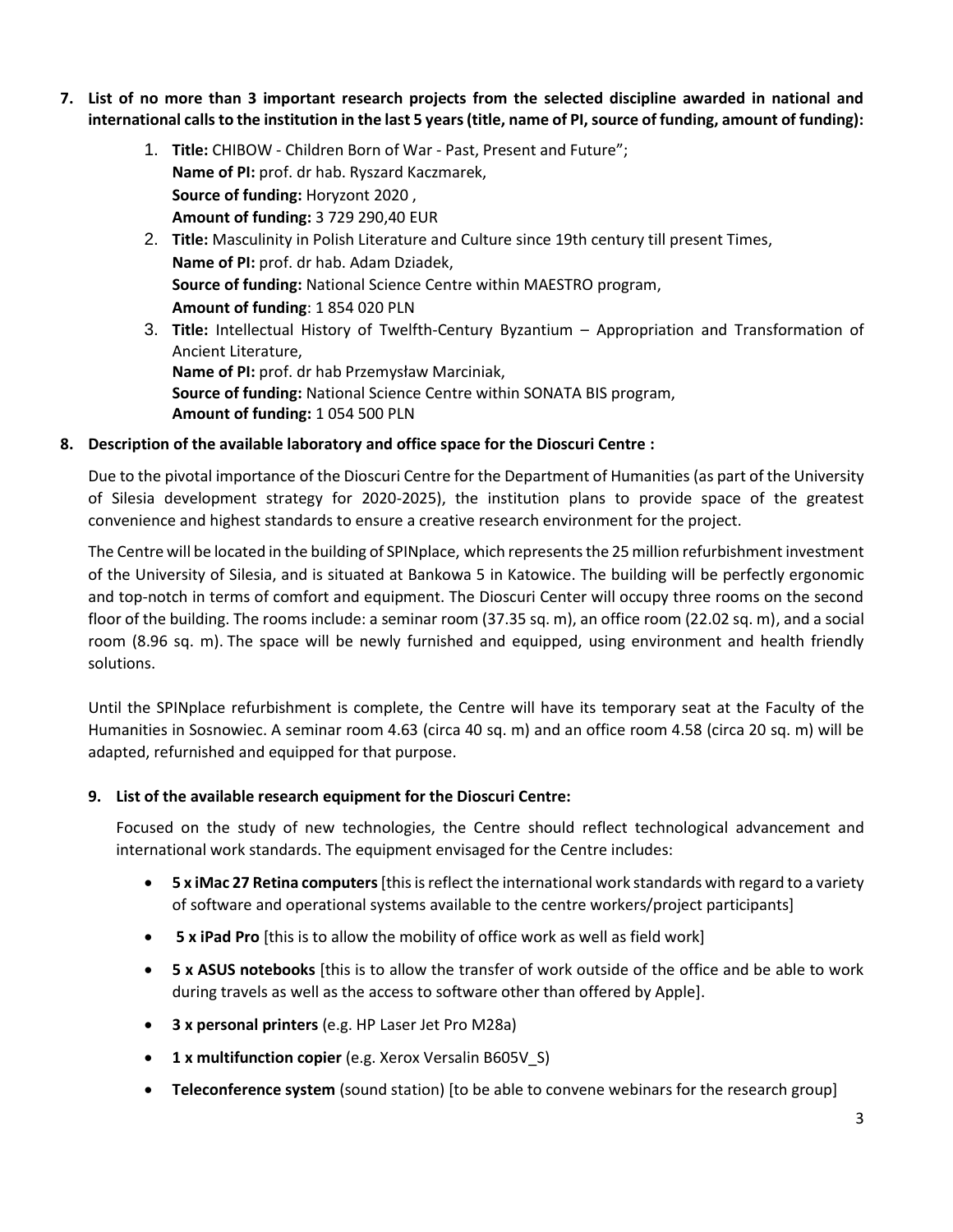**7. List of no more than 3 important research projects from the selected discipline awarded in national and international calls to the institution in the last 5 years (title, name of PI, source of funding, amount of funding):**

1. **Title:** CHIBOW - Children Born of War - Past, Present and Future";
   **Name of PI:** prof. dr hab. Ryszard Kaczmarek,
   **Source of funding:** Horyzont 2020 ,
   **Amount of funding:** 3 729 290,40 EUR
2. **Title:** Masculinity in Polish Literature and Culture since 19th century till present Times,
   **Name of PI:** prof. dr hab. Adam Dziadek,
   **Source of funding:** National Science Centre within MAESTRO program,
   **Amount of funding**: 1 854 020 PLN
3. **Title:** Intellectual History of Twelfth-Century Byzantium – Appropriation and Transformation of Ancient Literature,
   **Name of PI:** prof. dr hab Przemysław Marciniak,
   **Source of funding:** National Science Centre within SONATA BIS program,
   **Amount of funding:** 1 054 500 PLN

**8. Description of the available laboratory and office space for the Dioscuri Centre :**

Due to the pivotal importance of the Dioscuri Centre for the Department of Humanities (as part of the University of Silesia development strategy for 2020-2025), the institution plans to provide space of the greatest convenience and highest standards to ensure a creative research environment for the project.

The Centre will be located in the building of SPINplace, which represents the 25 million refurbishment investment of the University of Silesia, and is situated at Bankowa 5 in Katowice. The building will be perfectly ergonomic and top-notch in terms of comfort and equipment. The Dioscuri Center will occupy three rooms on the second floor of the building. The rooms include: a seminar room (37.35 sq. m), an office room (22.02 sq. m), and a social room (8.96 sq. m). The space will be newly furnished and equipped, using environment and health friendly solutions.

Until the SPINplace refurbishment is complete, the Centre will have its temporary seat at the Faculty of the Humanities in Sosnowiec. A seminar room 4.63 (circa 40 sq. m) and an office room 4.58 (circa 20 sq. m) will be adapted, refurnished and equipped for that purpose.

**9. List of the available research equipment for the Dioscuri Centre:**

Focused on the study of new technologies, the Centre should reflect technological advancement and international work standards. The equipment envisaged for the Centre includes:

- **5 x iMac 27 Retina computers** [this is reflect the international work standards with regard to a variety of software and operational systems available to the centre workers/project participants]
- **5 x iPad Pro** [this is to allow the mobility of office work as well as field work]
- **5 x ASUS notebooks** [this is to allow the transfer of work outside of the office and be able to work during travels as well as the access to software other than offered by Apple].
- **3 x personal printers** (e.g. HP Laser Jet Pro M28a)
- **1 x multifunction copier** (e.g. Xerox Versalin B605V_S)
- **Teleconference system** (sound station) [to be able to convene webinars for the research group]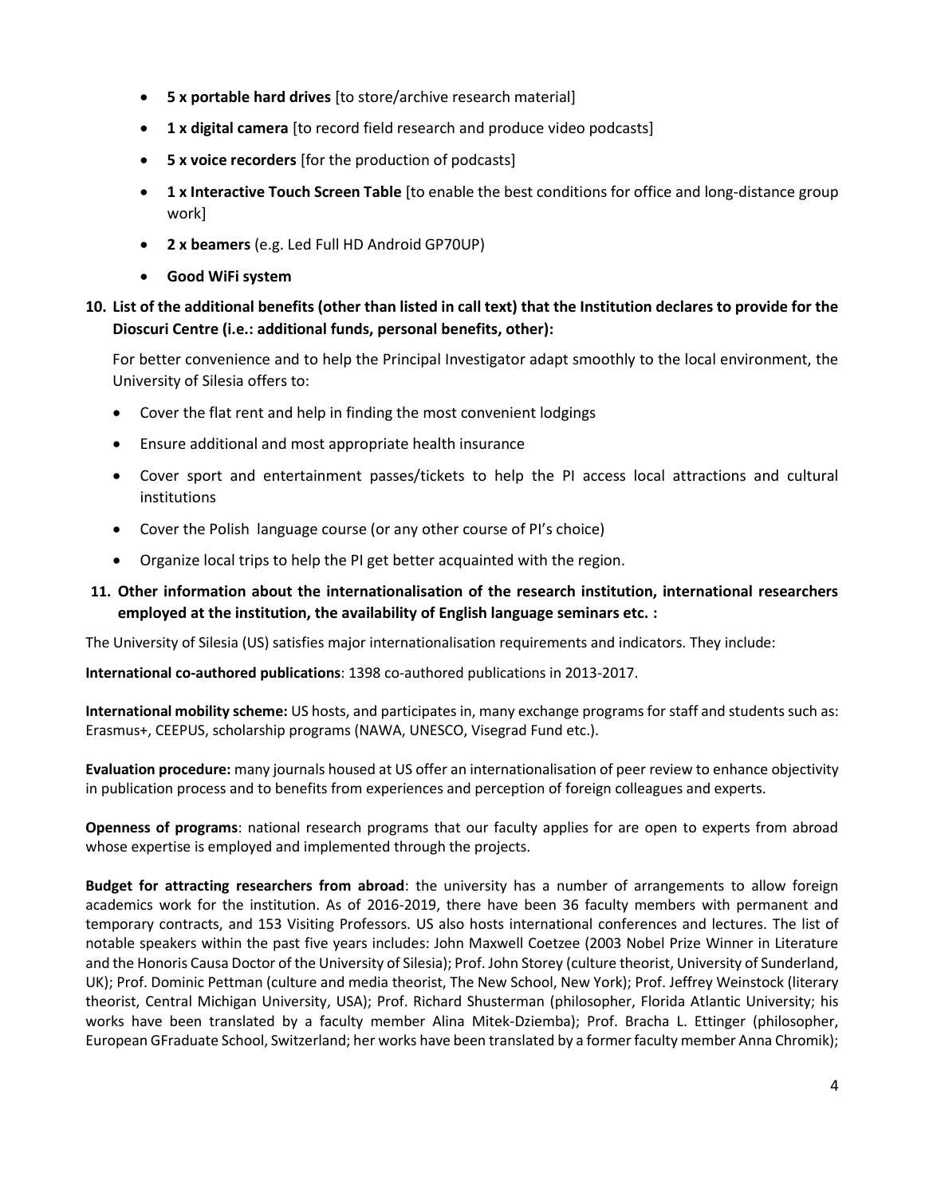- **5 x portable hard drives** [to store/archive research material]
- **1 x digital camera** [to record field research and produce video podcasts]
- **5 x voice recorders** [for the production of podcasts]
- **1 x Interactive Touch Screen Table** [to enable the best conditions for office and long-distance group work]
- **2 x beamers** (e.g. Led Full HD Android GP70UP)
- **Good WiFi system**

**10. List of the additional benefits (other than listed in call text) that the Institution declares to provide for the Dioscuri Centre (i.e.: additional funds, personal benefits, other):**

For better convenience and to help the Principal Investigator adapt smoothly to the local environment, the University of Silesia offers to:

- Cover the flat rent and help in finding the most convenient lodgings
- Ensure additional and most appropriate health insurance
- Cover sport and entertainment passes/tickets to help the PI access local attractions and cultural institutions
- Cover the Polish language course (or any other course of PI's choice)
- Organize local trips to help the PI get better acquainted with the region.

**11. Other information about the internationalisation of the research institution, international researchers employed at the institution, the availability of English language seminars etc. :**

The University of Silesia (US) satisfies major internationalisation requirements and indicators. They include:

**International co-authored publications**: 1398 co-authored publications in 2013-2017.

**International mobility scheme:** US hosts, and participates in, many exchange programs for staff and students such as: Erasmus+, CEEPUS, scholarship programs (NAWA, UNESCO, Visegrad Fund etc.).

**Evaluation procedure:** many journals housed at US offer an internationalisation of peer review to enhance objectivity in publication process and to benefits from experiences and perception of foreign colleagues and experts.

**Openness of programs**: national research programs that our faculty applies for are open to experts from abroad whose expertise is employed and implemented through the projects.

**Budget for attracting researchers from abroad**: the university has a number of arrangements to allow foreign academics work for the institution. As of 2016-2019, there have been 36 faculty members with permanent and temporary contracts, and 153 Visiting Professors. US also hosts international conferences and lectures. The list of notable speakers within the past five years includes: John Maxwell Coetzee (2003 Nobel Prize Winner in Literature and the Honoris Causa Doctor of the University of Silesia); Prof. John Storey (culture theorist, University of Sunderland, UK); Prof. Dominic Pettman (culture and media theorist, The New School, New York); Prof. Jeffrey Weinstock (literary theorist, Central Michigan University, USA); Prof. Richard Shusterman (philosopher, Florida Atlantic University; his works have been translated by a faculty member Alina Mitek-Dziemba); Prof. Bracha L. Ettinger (philosopher, European GFraduate School, Switzerland; her works have been translated by a former faculty member Anna Chromik);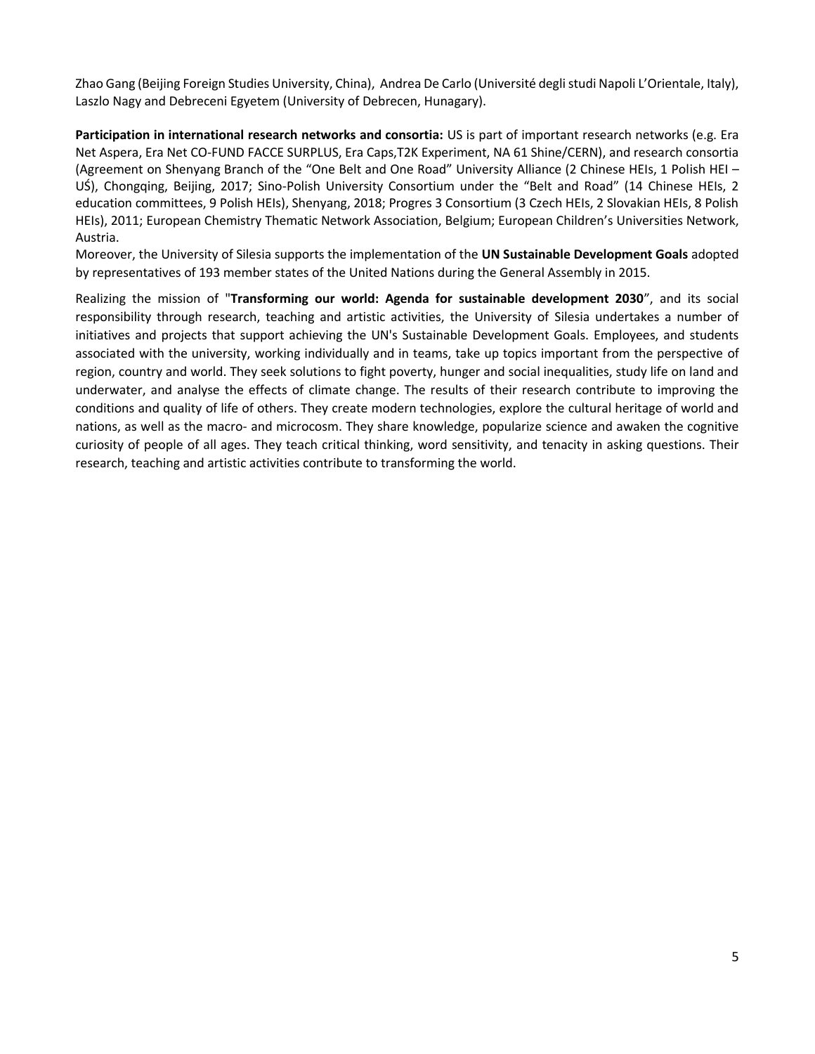Zhao Gang (Beijing Foreign Studies University, China), Andrea De Carlo (Université degli studi Napoli L'Orientale, Italy), Laszlo Nagy and Debreceni Egyetem (University of Debrecen, Hunagary).

**Participation in international research networks and consortia:** US is part of important research networks (e.g. Era Net Aspera, Era Net CO-FUND FACCE SURPLUS, Era Caps,T2K Experiment, NA 61 Shine/CERN), and research consortia (Agreement on Shenyang Branch of the "One Belt and One Road" University Alliance (2 Chinese HEIs, 1 Polish HEI – UŚ), Chongqing, Beijing, 2017; Sino-Polish University Consortium under the "Belt and Road" (14 Chinese HEIs, 2 education committees, 9 Polish HEIs), Shenyang, 2018; Progres 3 Consortium (3 Czech HEIs, 2 Slovakian HEIs, 8 Polish HEIs), 2011; European Chemistry Thematic Network Association, Belgium; European Children's Universities Network, Austria.

Moreover, the University of Silesia supports the implementation of the **UN Sustainable Development Goals** adopted by representatives of 193 member states of the United Nations during the General Assembly in 2015.

Realizing the mission of "**Transforming our world: Agenda for sustainable development 2030**", and its social responsibility through research, teaching and artistic activities, the University of Silesia undertakes a number of initiatives and projects that support achieving the UN's Sustainable Development Goals. Employees, and students associated with the university, working individually and in teams, take up topics important from the perspective of region, country and world. They seek solutions to fight poverty, hunger and social inequalities, study life on land and underwater, and analyse the effects of climate change. The results of their research contribute to improving the conditions and quality of life of others. They create modern technologies, explore the cultural heritage of world and nations, as well as the macro- and microcosm. They share knowledge, popularize science and awaken the cognitive curiosity of people of all ages. They teach critical thinking, word sensitivity, and tenacity in asking questions. Their research, teaching and artistic activities contribute to transforming the world.